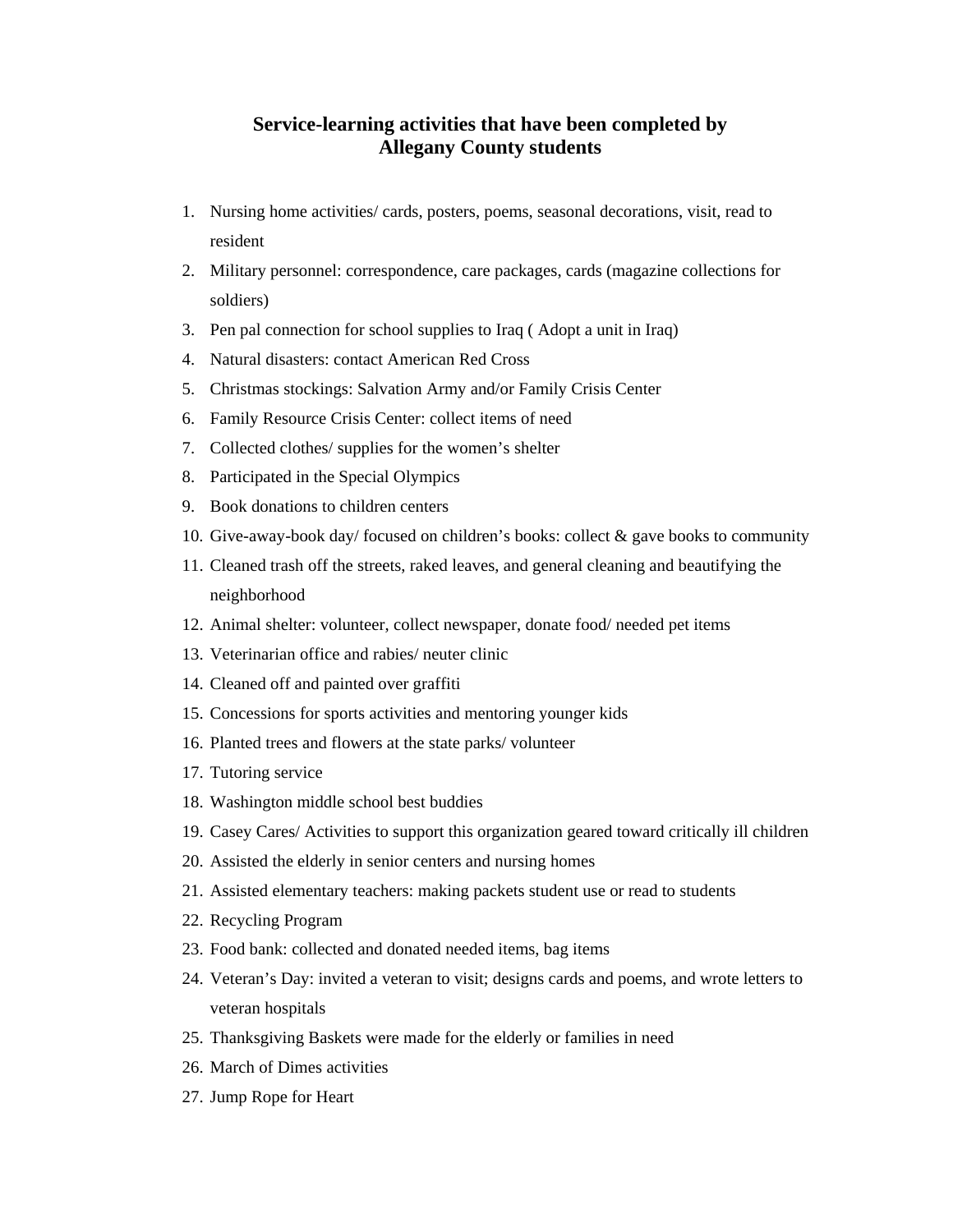# Service-learning activities that have been completed by Allegany County students

1. Nursing home activities/ cards, posters, poems, seasonal decorations, visit, read to resident
2. Military personnel: correspondence, care packages, cards (magazine collections for soldiers)
3. Pen pal connection for school supplies to Iraq ( Adopt a unit in Iraq)
4. Natural disasters: contact American Red Cross
5. Christmas stockings: Salvation Army and/or Family Crisis Center
6. Family Resource Crisis Center: collect items of need
7. Collected clothes/ supplies for the women's shelter
8. Participated in the Special Olympics
9. Book donations to children centers
10. Give-away-book day/ focused on children's books: collect & gave books to community
11. Cleaned trash off the streets, raked leaves, and general cleaning and beautifying the neighborhood
12. Animal shelter: volunteer, collect newspaper, donate food/ needed pet items
13. Veterinarian office and rabies/ neuter clinic
14. Cleaned off and painted over graffiti
15. Concessions for sports activities and mentoring younger kids
16. Planted trees and flowers at the state parks/ volunteer
17. Tutoring service
18. Washington middle school best buddies
19. Casey Cares/ Activities to support this organization geared toward critically ill children
20. Assisted the elderly in senior centers and nursing homes
21. Assisted elementary teachers: making packets student use or read to students
22. Recycling Program
23. Food bank: collected and donated needed items, bag items
24. Veteran's Day: invited a veteran to visit; designs cards and poems, and wrote letters to veteran hospitals
25. Thanksgiving Baskets were made for the elderly or families in need
26. March of Dimes activities
27. Jump Rope for Heart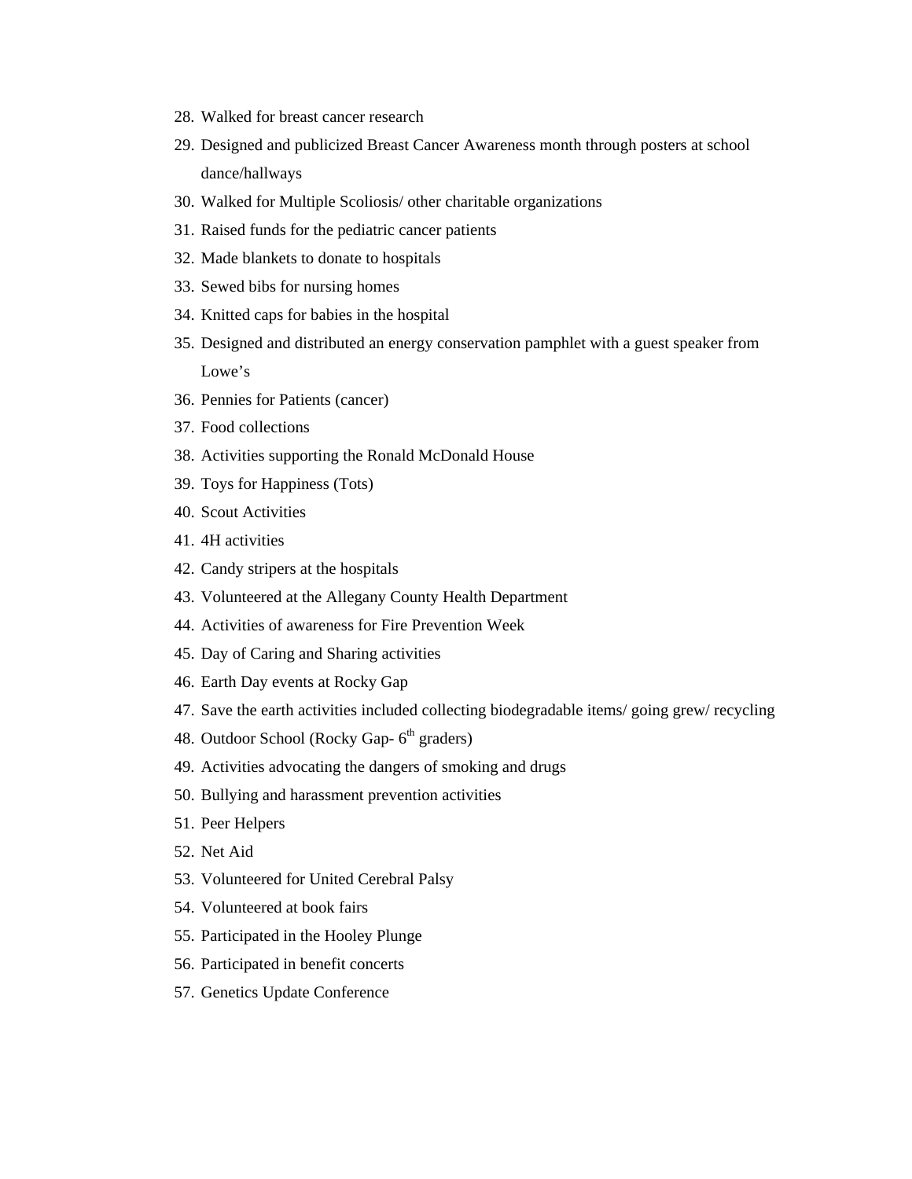28. Walked for breast cancer research
29. Designed and publicized Breast Cancer Awareness month through posters at school dance/hallways
30. Walked for Multiple Scoliosis/ other charitable organizations
31. Raised funds for the pediatric cancer patients
32. Made blankets to donate to hospitals
33. Sewed bibs for nursing homes
34. Knitted caps for babies in the hospital
35. Designed and distributed an energy conservation pamphlet with a guest speaker from Lowe's
36. Pennies for Patients (cancer)
37. Food collections
38. Activities supporting the Ronald McDonald House
39. Toys for Happiness (Tots)
40. Scout Activities
41. 4H activities
42. Candy stripers at the hospitals
43. Volunteered at the Allegany County Health Department
44. Activities of awareness for Fire Prevention Week
45. Day of Caring and Sharing activities
46. Earth Day events at Rocky Gap
47. Save the earth activities included collecting biodegradable items/ going grew/ recycling
48. Outdoor School (Rocky Gap- 6th graders)
49. Activities advocating the dangers of smoking and drugs
50. Bullying and harassment prevention activities
51. Peer Helpers
52. Net Aid
53. Volunteered for United Cerebral Palsy
54. Volunteered at book fairs
55. Participated in the Hooley Plunge
56. Participated in benefit concerts
57. Genetics Update Conference